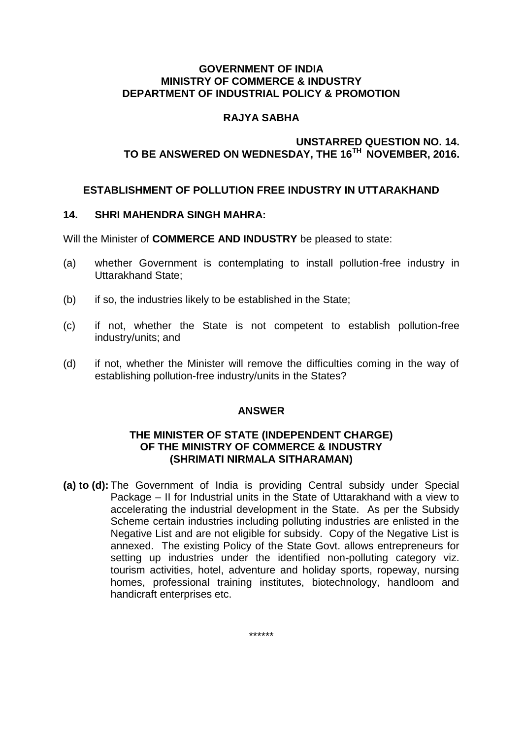**GOVERNMENT OF INDIA**
**MINISTRY OF COMMERCE & INDUSTRY**
**DEPARTMENT OF INDUSTRIAL POLICY & PROMOTION**

**RAJYA SABHA**

**UNSTARRED QUESTION NO. 14.**
**TO BE ANSWERED ON WEDNESDAY, THE 16TH NOVEMBER, 2016.**

**ESTABLISHMENT OF POLLUTION FREE INDUSTRY IN UTTARAKHAND**

**14. SHRI MAHENDRA SINGH MAHRA:**

Will the Minister of **COMMERCE AND INDUSTRY** be pleased to state:

(a) whether Government is contemplating to install pollution-free industry in Uttarakhand State;

(b) if so, the industries likely to be established in the State;

(c) if not, whether the State is not competent to establish pollution-free industry/units; and

(d) if not, whether the Minister will remove the difficulties coming in the way of establishing pollution-free industry/units in the States?

**ANSWER**

**THE MINISTER OF STATE (INDEPENDENT CHARGE)**
**OF THE MINISTRY OF COMMERCE & INDUSTRY**
**(SHRIMATI NIRMALA SITHARAMAN)**

**(a) to (d):** The Government of India is providing Central subsidy under Special Package – II for Industrial units in the State of Uttarakhand with a view to accelerating the industrial development in the State. As per the Subsidy Scheme certain industries including polluting industries are enlisted in the Negative List and are not eligible for subsidy. Copy of the Negative List is annexed. The existing Policy of the State Govt. allows entrepreneurs for setting up industries under the identified non-polluting category viz. tourism activities, hotel, adventure and holiday sports, ropeway, nursing homes, professional training institutes, biotechnology, handloom and handicraft enterprises etc.

******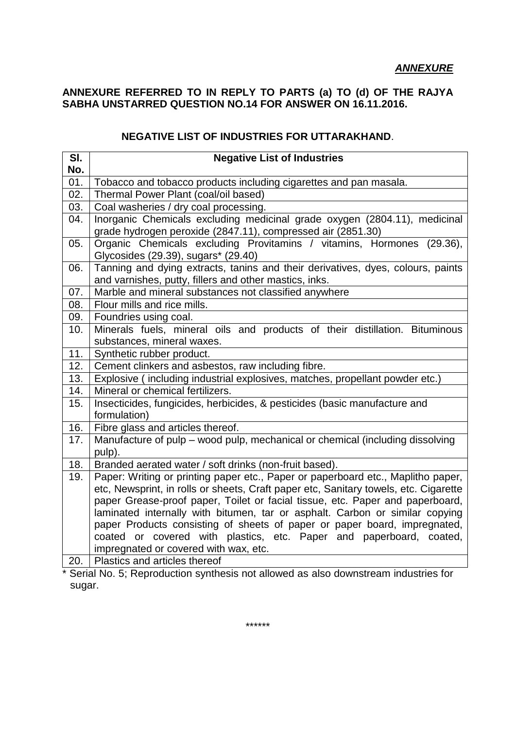***ANNEXURE***

**ANNEXURE REFERRED TO IN REPLY TO PARTS (a) TO (d) OF THE RAJYA SABHA UNSTARRED QUESTION NO.14 FOR ANSWER ON 16.11.2016.**

**NEGATIVE LIST OF INDUSTRIES FOR UTTARAKHAND**.

| Sl. No. | Negative List of Industries |
|---|---|
| 01. | Tobacco and tobacco products including cigarettes and pan masala. |
| 02. | Thermal Power Plant (coal/oil based) |
| 03. | Coal washeries / dry coal processing. |
| 04. | Inorganic Chemicals excluding medicinal grade oxygen (2804.11), medicinal grade hydrogen peroxide (2847.11), compressed air (2851.30) |
| 05. | Organic Chemicals excluding Provitamins / vitamins, Hormones (29.36), Glycosides (29.39), sugars* (29.40) |
| 06. | Tanning and dying extracts, tanins and their derivatives, dyes, colours, paints and varnishes, putty, fillers and other mastics, inks. |
| 07. | Marble and mineral substances not classified anywhere |
| 08. | Flour mills and rice mills. |
| 09. | Foundries using coal. |
| 10. | Minerals fuels, mineral oils and products of their distillation. Bituminous substances, mineral waxes. |
| 11. | Synthetic rubber product. |
| 12. | Cement clinkers and asbestos, raw including fibre. |
| 13. | Explosive ( including industrial explosives, matches, propellant powder etc.) |
| 14. | Mineral or chemical fertilizers. |
| 15. | Insecticides, fungicides, herbicides, & pesticides (basic manufacture and formulation) |
| 16. | Fibre glass and articles thereof. |
| 17. | Manufacture of pulp – wood pulp, mechanical or chemical (including dissolving pulp). |
| 18. | Branded aerated water / soft drinks (non-fruit based). |
| 19. | Paper: Writing or printing paper etc., Paper or paperboard etc., Maplitho paper, etc, Newsprint, in rolls or sheets, Craft paper etc, Sanitary towels, etc. Cigarette paper Grease-proof paper, Toilet or facial tissue, etc. Paper and paperboard, laminated internally with bitumen, tar or asphalt. Carbon or similar copying paper Products consisting of sheets of paper or paper board, impregnated, coated or covered with plastics, etc. Paper and paperboard, coated, impregnated or covered with wax, etc. |
| 20. | Plastics and articles thereof |

* Serial No. 5; Reproduction synthesis not allowed as also downstream industries for sugar.

******